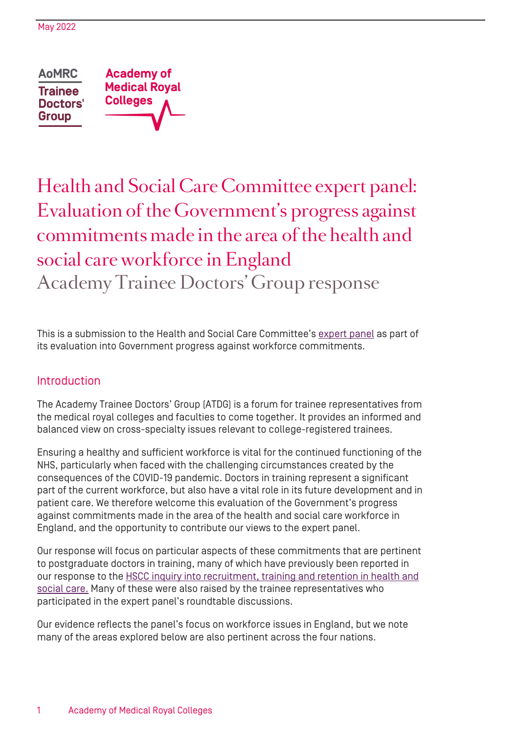May 2022

AoMRC Trainee Doctors' Group

Academy of Medical Royal Colleges

# Health and Social Care Committee expert panel: Evaluation of the Government's progress against commitments made in the area of the health and social care workforce in England

## Academy Trainee Doctors' Group response

This is a submission to the Health and Social Care Committee's expert panel as part of its evaluation into Government progress against workforce commitments.

## Introduction

The Academy Trainee Doctors' Group (ATDG) is a forum for trainee representatives from the medical royal colleges and faculties to come together. It provides an informed and balanced view on cross-specialty issues relevant to college-registered trainees.

Ensuring a healthy and sufficient workforce is vital for the continued functioning of the NHS, particularly when faced with the challenging circumstances created by the consequences of the COVID-19 pandemic. Doctors in training represent a significant part of the current workforce, but also have a vital role in its future development and in patient care. We therefore welcome this evaluation of the Government's progress against commitments made in the area of the health and social care workforce in England, and the opportunity to contribute our views to the expert panel.

Our response will focus on particular aspects of these commitments that are pertinent to postgraduate doctors in training, many of which have previously been reported in our response to the HSCC inquiry into recruitment, training and retention in health and social care. Many of these were also raised by the trainee representatives who participated in the expert panel's roundtable discussions.

Our evidence reflects the panel's focus on workforce issues in England, but we note many of the areas explored below are also pertinent across the four nations.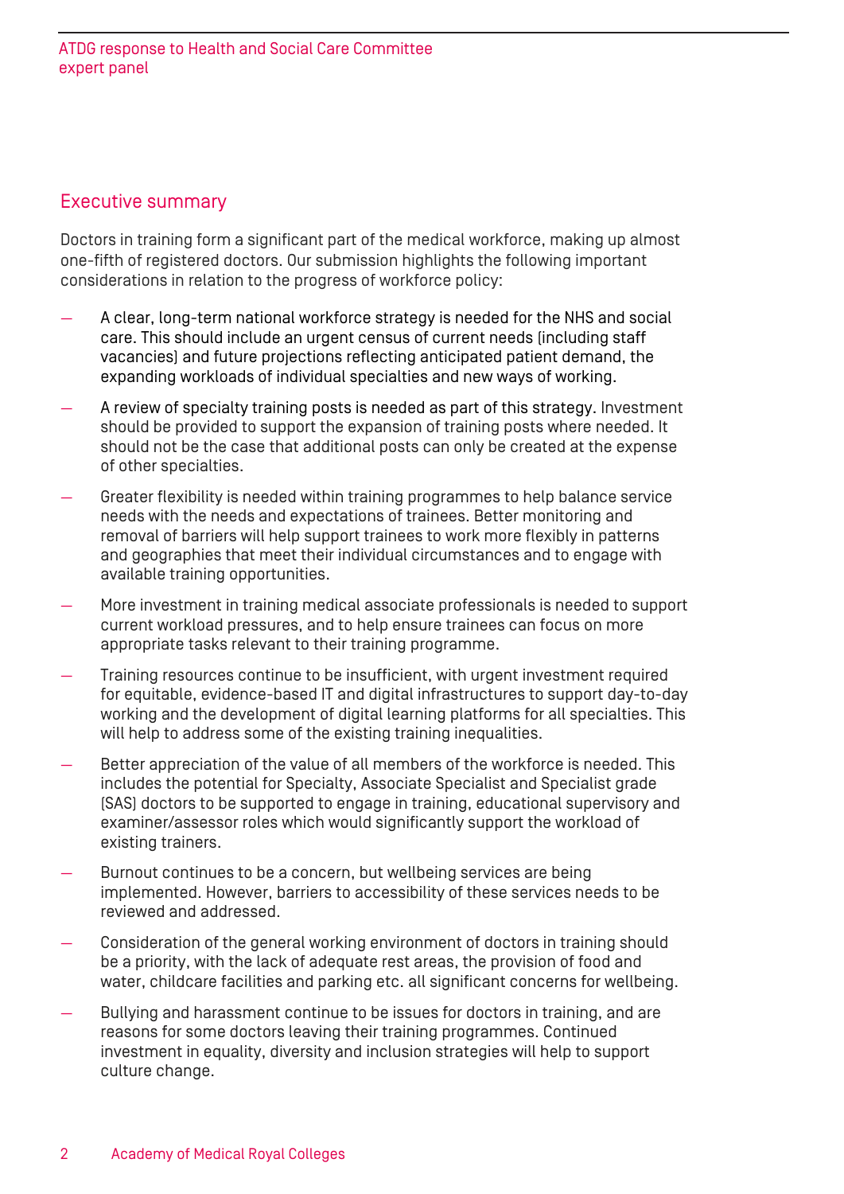## Executive summary

Doctors in training form a significant part of the medical workforce, making up almost one-fifth of registered doctors. Our submission highlights the following important considerations in relation to the progress of workforce policy:

- A clear, long-term national workforce strategy is needed for the NHS and social care. This should include an urgent census of current needs (including staff vacancies) and future projections reflecting anticipated patient demand, the expanding workloads of individual specialties and new ways of working.
- A review of specialty training posts is needed as part of this strategy. Investment should be provided to support the expansion of training posts where needed. It should not be the case that additional posts can only be created at the expense of other specialties.
- Greater flexibility is needed within training programmes to help balance service needs with the needs and expectations of trainees. Better monitoring and removal of barriers will help support trainees to work more flexibly in patterns and geographies that meet their individual circumstances and to engage with available training opportunities.
- More investment in training medical associate professionals is needed to support current workload pressures, and to help ensure trainees can focus on more appropriate tasks relevant to their training programme.
- Training resources continue to be insufficient, with urgent investment required for equitable, evidence-based IT and digital infrastructures to support day-to-day working and the development of digital learning platforms for all specialties. This will help to address some of the existing training inequalities.
- Better appreciation of the value of all members of the workforce is needed. This includes the potential for Specialty, Associate Specialist and Specialist grade (SAS) doctors to be supported to engage in training, educational supervisory and examiner/assessor roles which would significantly support the workload of existing trainers.
- Burnout continues to be a concern, but wellbeing services are being implemented. However, barriers to accessibility of these services needs to be reviewed and addressed.
- Consideration of the general working environment of doctors in training should be a priority, with the lack of adequate rest areas, the provision of food and water, childcare facilities and parking etc. all significant concerns for wellbeing.
- Bullying and harassment continue to be issues for doctors in training, and are reasons for some doctors leaving their training programmes. Continued investment in equality, diversity and inclusion strategies will help to support culture change.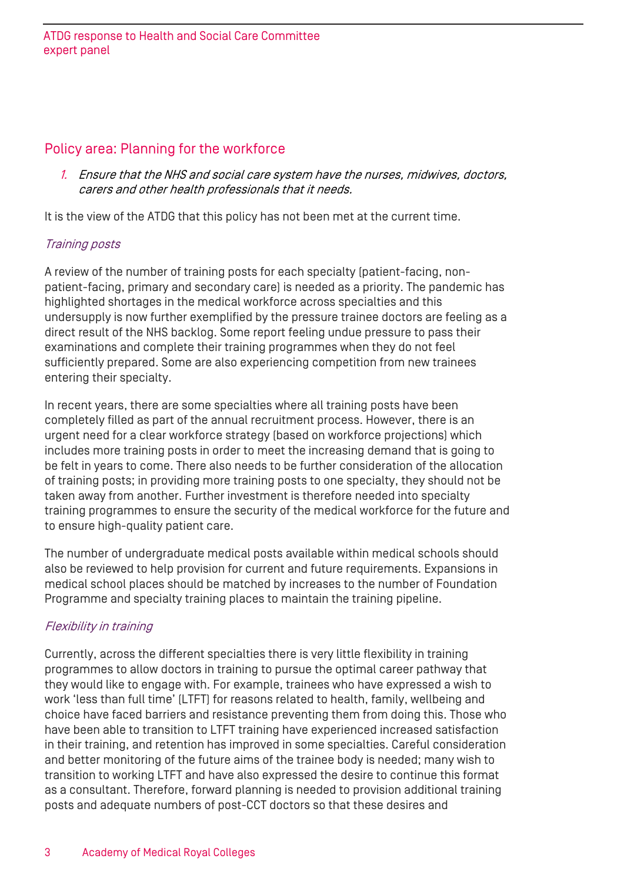## Policy area: Planning for the workforce

1. *Ensure that the NHS and social care system have the nurses, midwives, doctors, carers and other health professionals that it needs.*

It is the view of the ATDG that this policy has not been met at the current time.

*Training posts*

A review of the number of training posts for each specialty (patient-facing, non-patient-facing, primary and secondary care) is needed as a priority. The pandemic has highlighted shortages in the medical workforce across specialties and this undersupply is now further exemplified by the pressure trainee doctors are feeling as a direct result of the NHS backlog. Some report feeling undue pressure to pass their examinations and complete their training programmes when they do not feel sufficiently prepared. Some are also experiencing competition from new trainees entering their specialty.

In recent years, there are some specialties where all training posts have been completely filled as part of the annual recruitment process. However, there is an urgent need for a clear workforce strategy (based on workforce projections) which includes more training posts in order to meet the increasing demand that is going to be felt in years to come. There also needs to be further consideration of the allocation of training posts; in providing more training posts to one specialty, they should not be taken away from another. Further investment is therefore needed into specialty training programmes to ensure the security of the medical workforce for the future and to ensure high-quality patient care.

The number of undergraduate medical posts available within medical schools should also be reviewed to help provision for current and future requirements. Expansions in medical school places should be matched by increases to the number of Foundation Programme and specialty training places to maintain the training pipeline.

*Flexibility in training*

Currently, across the different specialties there is very little flexibility in training programmes to allow doctors in training to pursue the optimal career pathway that they would like to engage with. For example, trainees who have expressed a wish to work 'less than full time' (LTFT) for reasons related to health, family, wellbeing and choice have faced barriers and resistance preventing them from doing this. Those who have been able to transition to LTFT training have experienced increased satisfaction in their training, and retention has improved in some specialties. Careful consideration and better monitoring of the future aims of the trainee body is needed; many wish to transition to working LTFT and have also expressed the desire to continue this format as a consultant. Therefore, forward planning is needed to provision additional training posts and adequate numbers of post-CCT doctors so that these desires and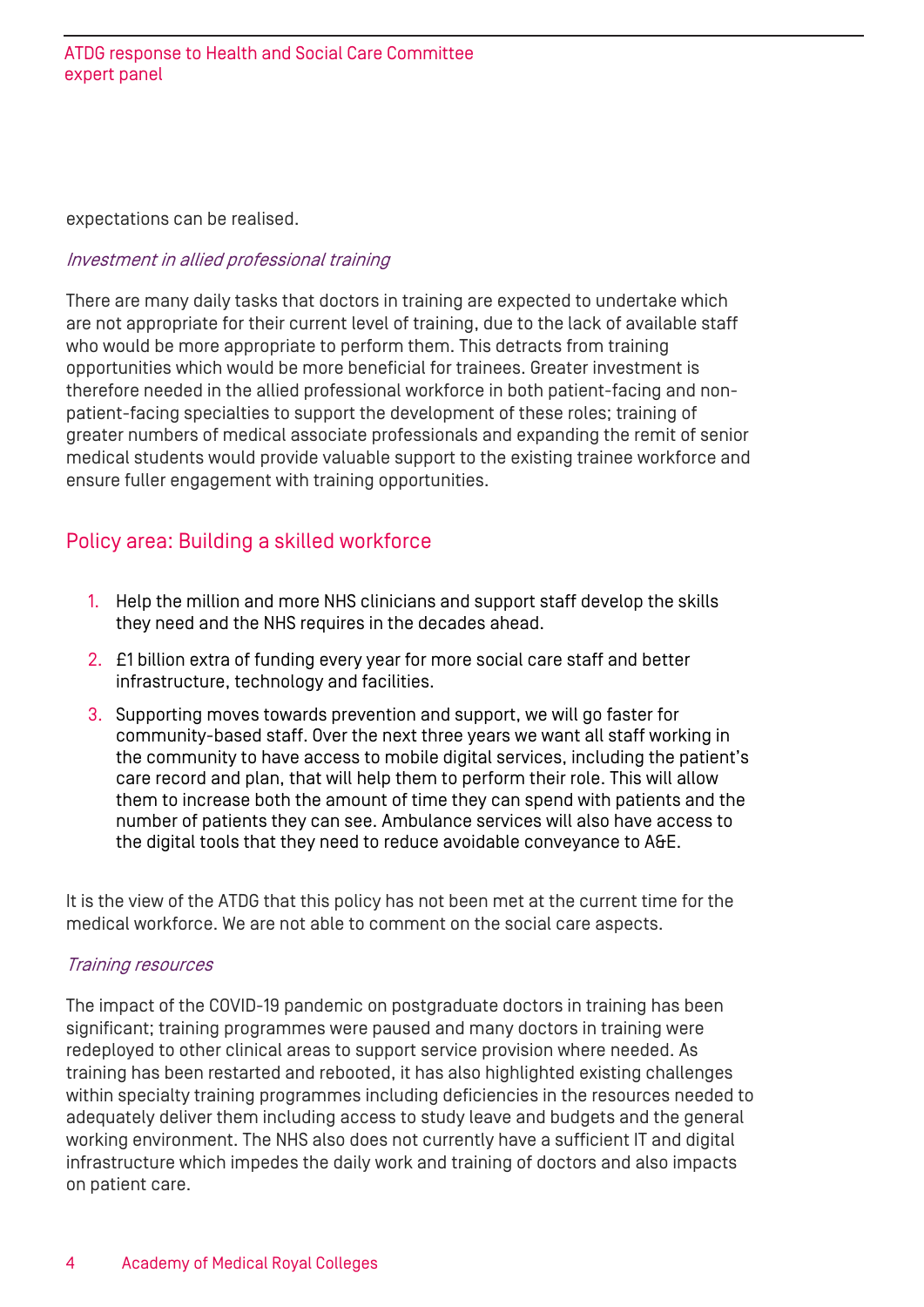expectations can be realised.

*Investment in allied professional training*

There are many daily tasks that doctors in training are expected to undertake which are not appropriate for their current level of training, due to the lack of available staff who would be more appropriate to perform them. This detracts from training opportunities which would be more beneficial for trainees. Greater investment is therefore needed in the allied professional workforce in both patient-facing and non-patient-facing specialties to support the development of these roles; training of greater numbers of medical associate professionals and expanding the remit of senior medical students would provide valuable support to the existing trainee workforce and ensure fuller engagement with training opportunities.

## Policy area: Building a skilled workforce

1. Help the million and more NHS clinicians and support staff develop the skills they need and the NHS requires in the decades ahead.
2. £1 billion extra of funding every year for more social care staff and better infrastructure, technology and facilities.
3. Supporting moves towards prevention and support, we will go faster for community-based staff. Over the next three years we want all staff working in the community to have access to mobile digital services, including the patient's care record and plan, that will help them to perform their role. This will allow them to increase both the amount of time they can spend with patients and the number of patients they can see. Ambulance services will also have access to the digital tools that they need to reduce avoidable conveyance to A&E.

It is the view of the ATDG that this policy has not been met at the current time for the medical workforce. We are not able to comment on the social care aspects.

*Training resources*

The impact of the COVID-19 pandemic on postgraduate doctors in training has been significant; training programmes were paused and many doctors in training were redeployed to other clinical areas to support service provision where needed. As training has been restarted and rebooted, it has also highlighted existing challenges within specialty training programmes including deficiencies in the resources needed to adequately deliver them including access to study leave and budgets and the general working environment. The NHS also does not currently have a sufficient IT and digital infrastructure which impedes the daily work and training of doctors and also impacts on patient care.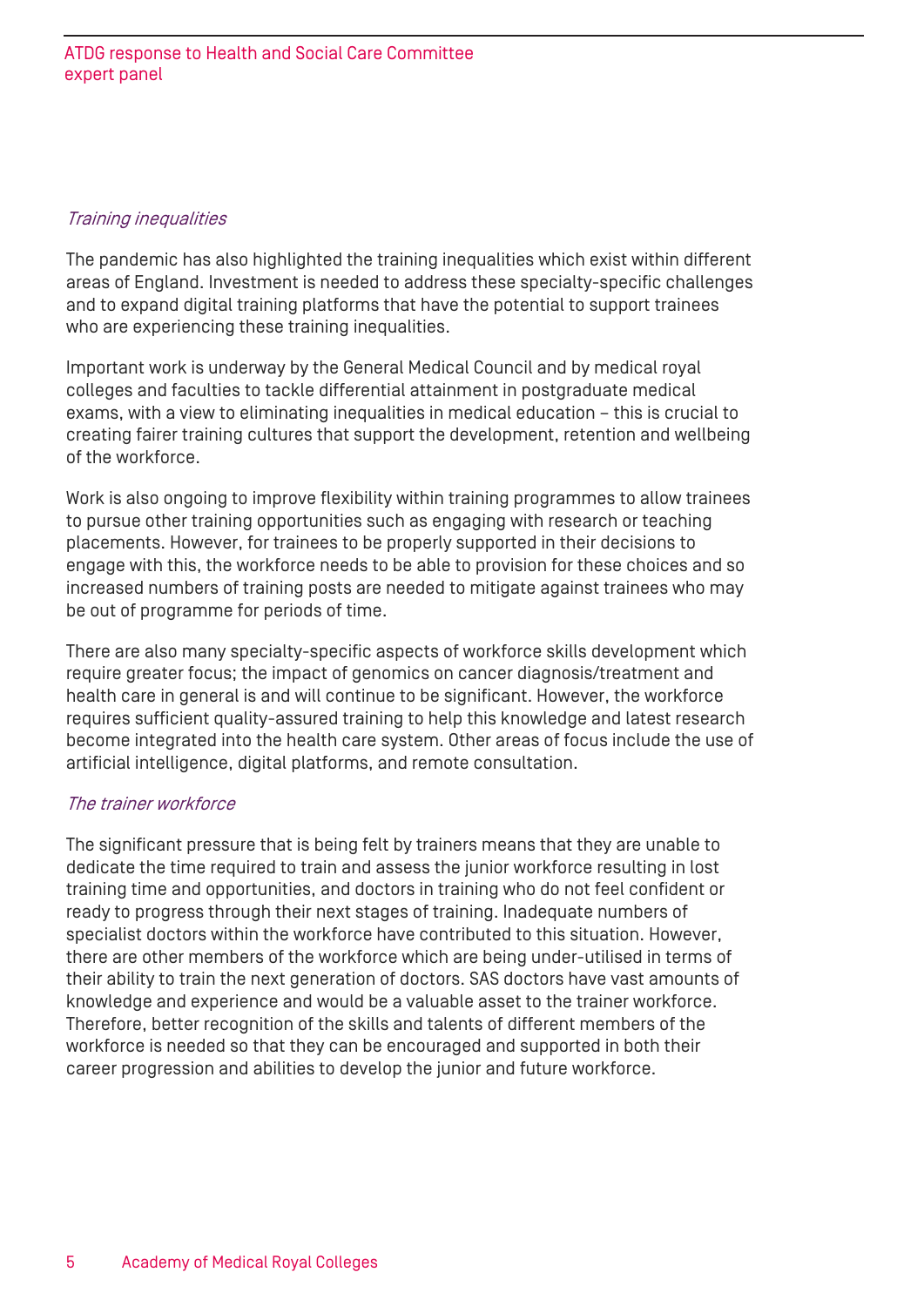*Training inequalities*

The pandemic has also highlighted the training inequalities which exist within different areas of England. Investment is needed to address these specialty-specific challenges and to expand digital training platforms that have the potential to support trainees who are experiencing these training inequalities.

Important work is underway by the General Medical Council and by medical royal colleges and faculties to tackle differential attainment in postgraduate medical exams, with a view to eliminating inequalities in medical education – this is crucial to creating fairer training cultures that support the development, retention and wellbeing of the workforce.

Work is also ongoing to improve flexibility within training programmes to allow trainees to pursue other training opportunities such as engaging with research or teaching placements. However, for trainees to be properly supported in their decisions to engage with this, the workforce needs to be able to provision for these choices and so increased numbers of training posts are needed to mitigate against trainees who may be out of programme for periods of time.

There are also many specialty-specific aspects of workforce skills development which require greater focus; the impact of genomics on cancer diagnosis/treatment and health care in general is and will continue to be significant. However, the workforce requires sufficient quality-assured training to help this knowledge and latest research become integrated into the health care system. Other areas of focus include the use of artificial intelligence, digital platforms, and remote consultation.

*The trainer workforce*

The significant pressure that is being felt by trainers means that they are unable to dedicate the time required to train and assess the junior workforce resulting in lost training time and opportunities, and doctors in training who do not feel confident or ready to progress through their next stages of training. Inadequate numbers of specialist doctors within the workforce have contributed to this situation. However, there are other members of the workforce which are being under-utilised in terms of their ability to train the next generation of doctors. SAS doctors have vast amounts of knowledge and experience and would be a valuable asset to the trainer workforce. Therefore, better recognition of the skills and talents of different members of the workforce is needed so that they can be encouraged and supported in both their career progression and abilities to develop the junior and future workforce.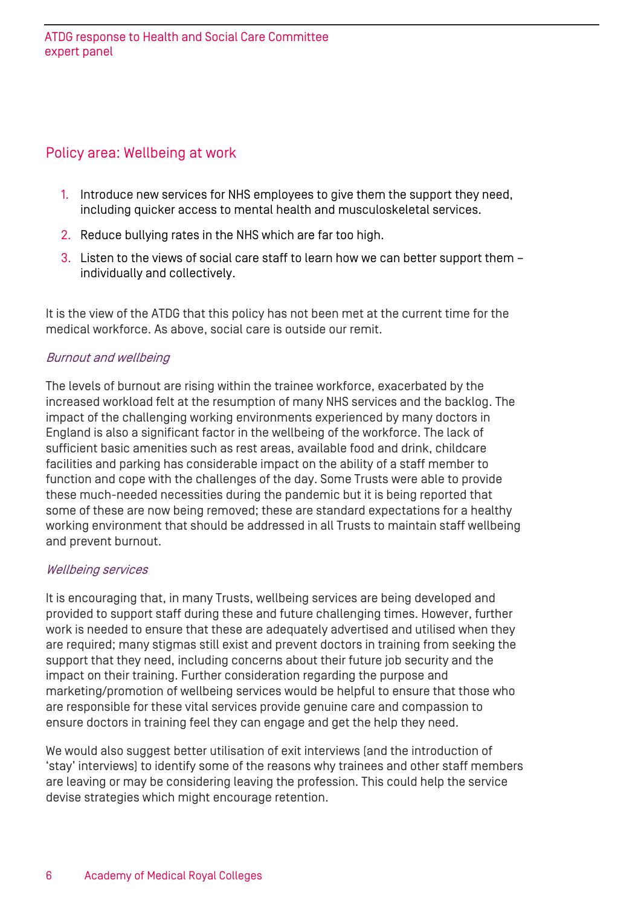## Policy area: Wellbeing at work

1. Introduce new services for NHS employees to give them the support they need, including quicker access to mental health and musculoskeletal services.
2. Reduce bullying rates in the NHS which are far too high.
3. Listen to the views of social care staff to learn how we can better support them – individually and collectively.

It is the view of the ATDG that this policy has not been met at the current time for the medical workforce. As above, social care is outside our remit.

*Burnout and wellbeing*

The levels of burnout are rising within the trainee workforce, exacerbated by the increased workload felt at the resumption of many NHS services and the backlog. The impact of the challenging working environments experienced by many doctors in England is also a significant factor in the wellbeing of the workforce. The lack of sufficient basic amenities such as rest areas, available food and drink, childcare facilities and parking has considerable impact on the ability of a staff member to function and cope with the challenges of the day. Some Trusts were able to provide these much-needed necessities during the pandemic but it is being reported that some of these are now being removed; these are standard expectations for a healthy working environment that should be addressed in all Trusts to maintain staff wellbeing and prevent burnout.

*Wellbeing services*

It is encouraging that, in many Trusts, wellbeing services are being developed and provided to support staff during these and future challenging times. However, further work is needed to ensure that these are adequately advertised and utilised when they are required; many stigmas still exist and prevent doctors in training from seeking the support that they need, including concerns about their future job security and the impact on their training. Further consideration regarding the purpose and marketing/promotion of wellbeing services would be helpful to ensure that those who are responsible for these vital services provide genuine care and compassion to ensure doctors in training feel they can engage and get the help they need.

We would also suggest better utilisation of exit interviews (and the introduction of 'stay' interviews) to identify some of the reasons why trainees and other staff members are leaving or may be considering leaving the profession. This could help the service devise strategies which might encourage retention.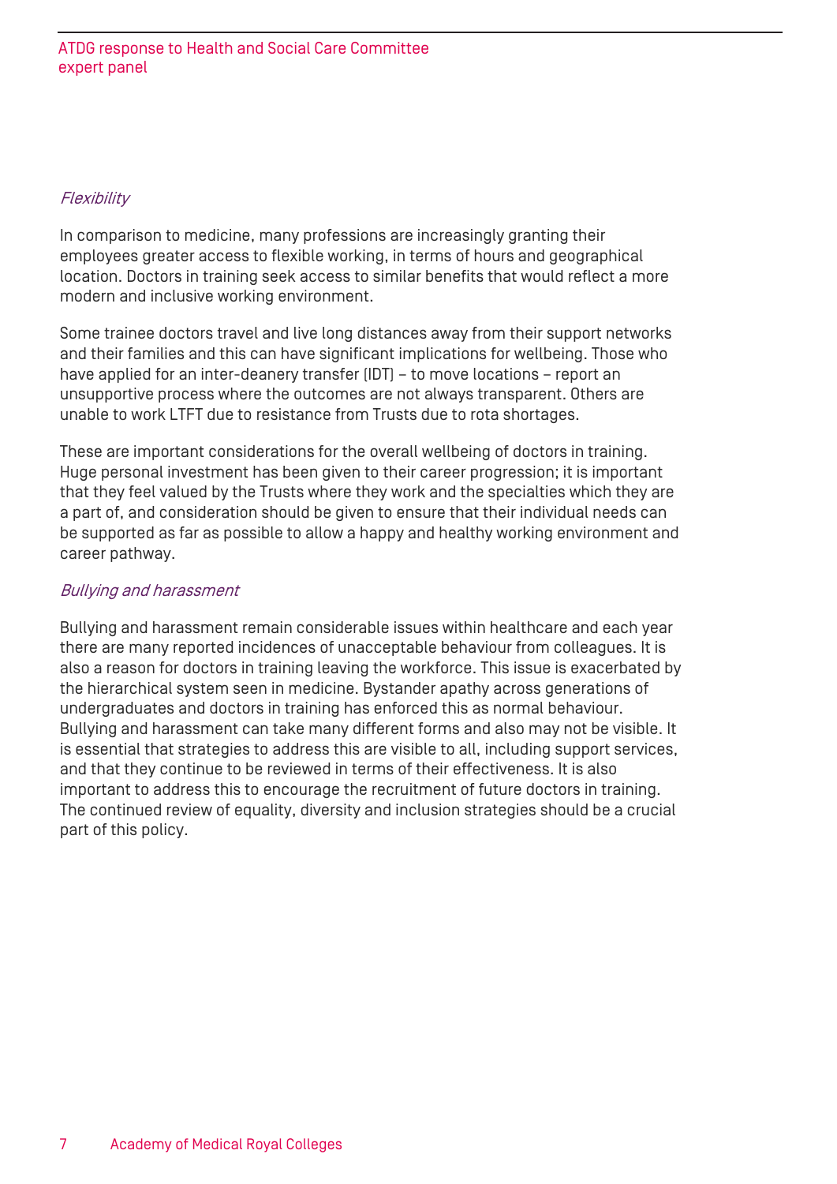*Flexibility*

In comparison to medicine, many professions are increasingly granting their employees greater access to flexible working, in terms of hours and geographical location. Doctors in training seek access to similar benefits that would reflect a more modern and inclusive working environment.

Some trainee doctors travel and live long distances away from their support networks and their families and this can have significant implications for wellbeing. Those who have applied for an inter-deanery transfer (IDT) – to move locations – report an unsupportive process where the outcomes are not always transparent. Others are unable to work LTFT due to resistance from Trusts due to rota shortages.

These are important considerations for the overall wellbeing of doctors in training. Huge personal investment has been given to their career progression; it is important that they feel valued by the Trusts where they work and the specialties which they are a part of, and consideration should be given to ensure that their individual needs can be supported as far as possible to allow a happy and healthy working environment and career pathway.

*Bullying and harassment*

Bullying and harassment remain considerable issues within healthcare and each year there are many reported incidences of unacceptable behaviour from colleagues. It is also a reason for doctors in training leaving the workforce. This issue is exacerbated by the hierarchical system seen in medicine. Bystander apathy across generations of undergraduates and doctors in training has enforced this as normal behaviour. Bullying and harassment can take many different forms and also may not be visible. It is essential that strategies to address this are visible to all, including support services, and that they continue to be reviewed in terms of their effectiveness. It is also important to address this to encourage the recruitment of future doctors in training. The continued review of equality, diversity and inclusion strategies should be a crucial part of this policy.